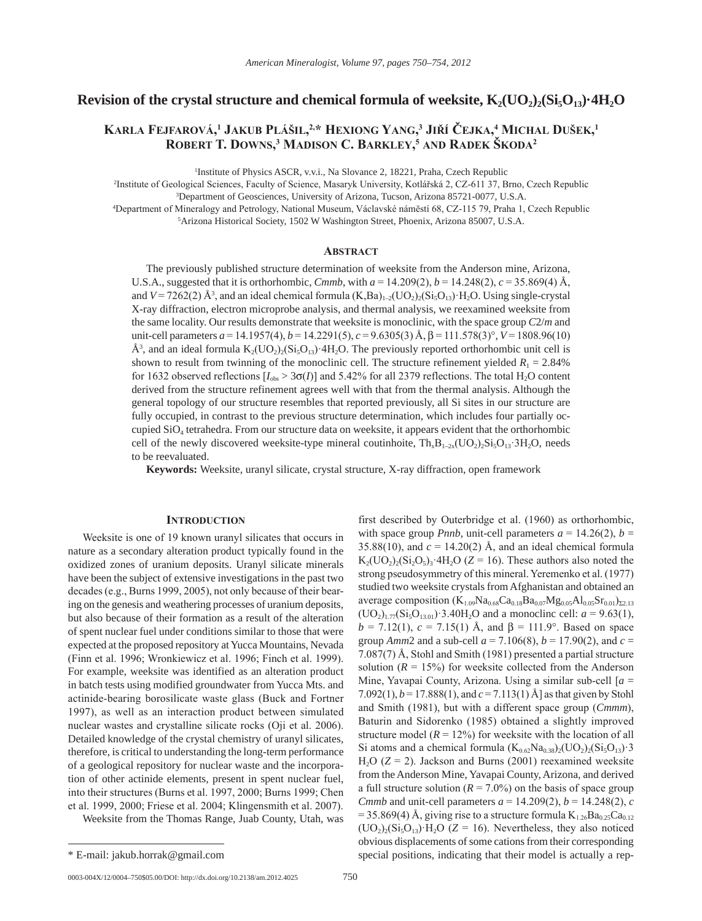# Revision of the crystal structure and chemical formula of weeksite, $K_2(UO_2)_2(Si_5O_{13})\cdot 4H_2O$

**Karla Fejfarová,[1] Jakub Plášil,[2,*] Hexiong Yang,[3] Jiří Čejka,[4] Michal Dušek,[1] Robert T. Downs,[3] Madison C. Barkley,[5] and Radek Škoda[2]**

[1]Institute of Physics ASCR, v.v.i., Na Slovance 2, 18221, Praha, Czech Republic
[2]Institute of Geological Sciences, Faculty of Science, Masaryk University, Kotlářská 2, CZ-611 37, Brno, Czech Republic
[3]Department of Geosciences, University of Arizona, Tucson, Arizona 85721-0077, U.S.A.
[4]Department of Mineralogy and Petrology, National Museum, Václavské náměstí 68, CZ-115 79, Praha 1, Czech Republic
[5]Arizona Historical Society, 1502 W Washington Street, Phoenix, Arizona 85007, U.S.A.

## Abstract

The previously published structure determination of weeksite from the Anderson mine, Arizona, U.S.A., suggested that it is orthorhombic, *Cmmb*, with $a = 14.209(2)$, $b = 14.248(2)$, $c = 35.869(4)$ Å, and $V = 7262(2)$ Å$^3$, and an ideal chemical formula $(K,Ba)_{1-2}(UO_2)_2(Si_5O_{13})\cdot H_2O$. Using single-crystal X-ray diffraction, electron microprobe analysis, and thermal analysis, we reexamined weeksite from the same locality. Our results demonstrate that weeksite is monoclinic, with the space group $C2/m$ and unit-cell parameters $a = 14.1957(4)$, $b = 14.2291(5)$, $c = 9.6305(3)$ Å, $\beta = 111.578(3)°$, $V = 1808.96(10)$ Å$^3$, and an ideal formula $K_2(UO_2)_2(Si_5O_{13})\cdot 4H_2O$. The previously reported orthorhombic unit cell is shown to result from twinning of the monoclinic cell. The structure refinement yielded $R_1 = 2.84\%$ for 1632 observed reflections [$I_{obs} > 3\sigma(I)$] and 5.42% for all 2379 reflections. The total $H_2O$ content derived from the structure refinement agrees well with that from the thermal analysis. Although the general topology of our structure resembles that reported previously, all Si sites in our structure are fully occupied, in contrast to the previous structure determination, which includes four partially occupied $SiO_4$ tetrahedra. From our structure data on weeksite, it appears evident that the orthorhombic cell of the newly discovered weeksite-type mineral coutinhoite, $Th_xB_{1-2x}(UO_2)_2Si_5O_{13}\cdot 3H_2O$, needs to be reevaluated.

**Keywords:** Weeksite, uranyl silicate, crystal structure, X-ray diffraction, open framework

## Introduction

Weeksite is one of 19 known uranyl silicates that occurs in nature as a secondary alteration product typically found in the oxidized zones of uranium deposits. Uranyl silicate minerals have been the subject of extensive investigations in the past two decades (e.g., Burns 1999, 2005), not only because of their bearing on the genesis and weathering processes of uranium deposits, but also because of their formation as a result of the alteration of spent nuclear fuel under conditions similar to those that were expected at the proposed repository at Yucca Mountains, Nevada (Finn et al. 1996; Wronkiewicz et al. 1996; Finch et al. 1999). For example, weeksite was identified as an alteration product in batch tests using modified groundwater from Yucca Mts. and actinide-bearing borosilicate waste glass (Buck and Fortner 1997), as well as an interaction product between simulated nuclear wastes and crystalline silicate rocks (Oji et al. 2006). Detailed knowledge of the crystal chemistry of uranyl silicates, therefore, is critical to understanding the long-term performance of a geological repository for nuclear waste and the incorporation of other actinide elements, present in spent nuclear fuel, into their structures (Burns et al. 1997, 2000; Burns 1999; Chen et al. 1999, 2000; Friese et al. 2004; Klingensmith et al. 2007).

Weeksite from the Thomas Range, Juab County, Utah, was first described by Outerbridge et al. (1960) as orthorhombic, with space group *Pnnb*, unit-cell parameters $a = 14.26(2)$, $b = 35.88(10)$, and $c = 14.20(2)$ Å, and an ideal chemical formula $K_2(UO_2)_2(Si_2O_5)_3\cdot 4H_2O$ ($Z = 16$). These authors also noted the strong pseudosymmetry of this mineral. Yeremenko et al. (1977) studied two weeksite crystals from Afghanistan and obtained an average composition $(K_{1.09}Na_{0.68}Ca_{0.18}Ba_{0.07}Mg_{0.05}Al_{0.05}Sr_{0.01})_{\Sigma 2.13}(UO_2)_{1.77}(Si_5O_{13.01})\cdot 3.40H_2O$ and a monoclnic cell: $a = 9.63(1)$, $b = 7.12(1)$, $c = 7.15(1)$ Å, and $\beta = 111.9°$. Based on space group *Amm*2 and a sub-cell $a = 7.106(8)$, $b = 17.90(2)$, and $c = 7.087(7)$ Å, Stohl and Smith (1981) presented a partial structure solution ($R = 15\%$) for weeksite collected from the Anderson Mine, Yavapai County, Arizona. Using a similar sub-cell [$a = 7.092(1)$, $b = 17.888(1)$, and $c = 7.113(1)$ Å] as that given by Stohl and Smith (1981), but with a different space group (*Cmmm*), Baturin and Sidorenko (1985) obtained a slightly improved structure model ($R = 12\%$) for weeksite with the location of all Si atoms and a chemical formula $(K_{0.62}Na_{0.38})_2(UO_2)_2(Si_5O_{13})\cdot 3H_2O$ ($Z = 2$). Jackson and Burns (2001) reexamined weeksite from the Anderson Mine, Yavapai County, Arizona, and derived a full structure solution ($R = 7.0\%$) on the basis of space group *Cmmb* and unit-cell parameters $a = 14.209(2)$, $b = 14.248(2)$, $c = 35.869(4)$ Å, giving rise to a structure formula $K_{1.26}Ba_{0.25}Ca_{0.12}(UO_2)_2(Si_5O_{13})\cdot H_2O$ ($Z = 16$). Nevertheless, they also noticed obvious displacements of some cations from their corresponding special positions, indicating that their model is actually a rep-

\* E-mail: jakub.horrak@gmail.com

0003-004X/12/0004–750$05.00/DOI: http://dx.doi.org/10.2138/am.2012.4025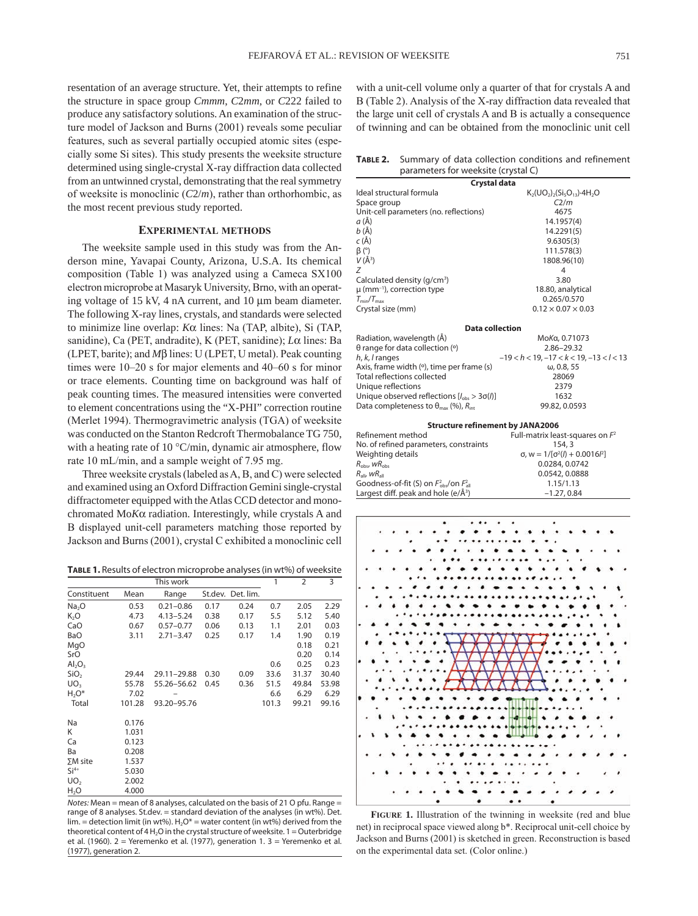resentation of an average structure. Yet, their attempts to refine the structure in space group *Cmmm*, *C*2*mm*, or *C*222 failed to produce any satisfactory solutions. An examination of the structure model of Jackson and Burns (2001) reveals some peculiar features, such as several partially occupied atomic sites (especially some Si sites). This study presents the weeksite structure determined using single-crystal X-ray diffraction data collected from an untwinned crystal, demonstrating that the real symmetry of weeksite is monoclinic (*C*2/*m*), rather than orthorhombic, as the most recent previous study reported.

## Experimental methods

The weeksite sample used in this study was from the Anderson mine, Yavapai County, Arizona, U.S.A. Its chemical composition (Table 1) was analyzed using a Cameca SX100 electron microprobe at Masaryk University, Brno, with an operating voltage of 15 kV, 4 nA current, and 10 μm beam diameter. The following X-ray lines, crystals, and standards were selected to minimize line overlap: *K*α lines: Na (TAP, albite), Si (TAP, sanidine), Ca (PET, andradite), K (PET, sanidine); *L*α lines: Ba (LPET, barite); and *M*β lines: U (LPET, U metal). Peak counting times were 10–20 s for major elements and 40–60 s for minor or trace elements. Counting time on background was half of peak counting times. The measured intensities were converted to element concentrations using the "X-PHI" correction routine (Merlet 1994). Thermogravimetric analysis (TGA) of weeksite was conducted on the Stanton Redcroft Thermobalance TG 750, with a heating rate of 10 °C/min, dynamic air atmosphere, flow rate 10 mL/min, and a sample weight of 7.95 mg.

Three weeksite crystals (labeled as A, B, and C) were selected and examined using an Oxford Diffraction Gemini single-crystal diffractometer equipped with the Atlas CCD detector and monochromated Mo*K*α radiation. Interestingly, while crystals A and B displayed unit-cell parameters matching those reported by Jackson and Burns (2001), crystal C exhibited a monoclinic cell with a unit-cell volume only a quarter of that for crystals A and B (Table 2). Analysis of the X-ray diffraction data revealed that the large unit cell of crystals A and B is actually a consequence of twinning and can be obtained from the monoclinic unit cell

**Table 1.** Results of electron microprobe analyses (in wt%) of weeksite

| | This work | | | | 1 | 2 | 3 |
|---|---|---|---|---|---|---|---|
| Constituent | Mean | Range | St.dev. | Det. lim. | | | |
| $Na_2O$ | 0.53 | 0.21–0.86 | 0.17 | 0.24 | 0.7 | 2.05 | 2.29 |
| $K_2O$ | 4.73 | 4.13–5.24 | 0.38 | 0.17 | 5.5 | 5.12 | 5.40 |
| CaO | 0.67 | 0.57–0.77 | 0.06 | 0.13 | 1.1 | 2.01 | 0.03 |
| BaO | 3.11 | 2.71–3.47 | 0.25 | 0.17 | 1.4 | 1.90 | 0.19 |
| MgO | | | | | | 0.18 | 0.21 |
| SrO | | | | | | 0.20 | 0.14 |
| $Al_2O_3$ | | | | | 0.6 | 0.25 | 0.23 |
| $SiO_2$ | 29.44 | 29.11–29.88 | 0.30 | 0.09 | 33.6 | 31.37 | 30.40 |
| $UO_3$ | 55.78 | 55.26–56.62 | 0.45 | 0.36 | 51.5 | 49.84 | 53.98 |
| $H_2O$* | 7.02 | – | | | 6.6 | 6.29 | 6.29 |
| Total | 101.28 | 93.20–95.76 | | | 101.3 | 99.21 | 99.16 |
| Na | 0.176 | | | | | | |
| K | 1.031 | | | | | | |
| Ca | 0.123 | | | | | | |
| Ba | 0.208 | | | | | | |
| ΣM site | 1.537 | | | | | | |
| $Si^{4+}$ | 5.030 | | | | | | |
| $UO_2$ | 2.002 | | | | | | |
| $H_2O$ | 4.000 | | | | | | |

*Notes:* Mean = mean of 8 analyses, calculated on the basis of 21 O pfu. Range = range of 8 analyses. St.dev. = standard deviation of the analyses (in wt%). Det. lim. = detection limit (in wt%). $H_2O$* = water content (in wt%) derived from the theoretical content of 4 $H_2O$ in the crystal structure of weeksite. 1 = Outerbridge et al. (1960). 2 = Yeremenko et al. (1977), generation 1. 3 = Yeremenko et al. (1977), generation 2.

**Table 2.** Summary of data collection conditions and refinement parameters for weeksite (crystal C)

| Crystal data | |
|---|---|
| Ideal structural formula | $K_2(UO_2)_2(Si_5O_{13})\cdot 4H_2O$ |
| Space group | *C*2/*m* |
| Unit-cell parameters (no. reflections) | 4675 |
| *a* (Å) | 14.1957(4) |
| *b* (Å) | 14.2291(5) |
| *c* (Å) | 9.6305(3) |
| β (°) | 111.578(3) |
| *V* (Å³) | 1808.96(10) |
| *Z* | 4 |
| Calculated density (g/cm³) | 3.80 |
| μ (mm⁻¹), correction type | 18.80, analytical |
| $T_{min}/T_{max}$ | 0.265/0.570 |
| Crystal size (mm) | 0.12 × 0.07 × 0.03 |
| **Data collection** | |
| Radiation, wavelength (Å) | Mo*K*α, 0.71073 |
| θ range for data collection (°) | 2.86–29.32 |
| *h*, *k*, *l* ranges | $-19 < h < 19$, $-17 < k < 19$, $-13 < l < 13$ |
| Axis, frame width (°), time per frame (s) | ω, 0.8, 55 |
| Total reflections collected | 28069 |
| Unique reflections | 2379 |
| Unique observed reflections [$I_{obs} > 3\sigma(I)$] | 1632 |
| Data completeness to $\theta_{max}$ (%), $R_{int}$ | 99.82, 0.0593 |
| **Structure refinement by JANA2006** | |
| Refinement method | Full-matrix least-squares on $F^2$ |
| No. of refined parameters, constraints | 154, 3 |
| Weighting details | σ, $w = 1/[\sigma^2(I) + 0.0016I^2]$ |
| $R_{obs}$, $wR_{obs}$ | 0.0284, 0.0742 |
| $R_{all}$, $wR_{all}$ | 0.0542, 0.0888 |
| Goodness-of-fit (S) on $F^2_{obs}$/on $F^2_{all}$ | 1.15/1.13 |
| Largest diff. peak and hole (e/Å³) | −1.27, 0.84 |

**Figure 1.** Illustration of the twinning in weeksite (red and blue net) in reciprocal space viewed along b*. Reciprocal unit-cell choice by Jackson and Burns (2001) is sketched in green. Reconstruction is based on the experimental data set. (Color online.)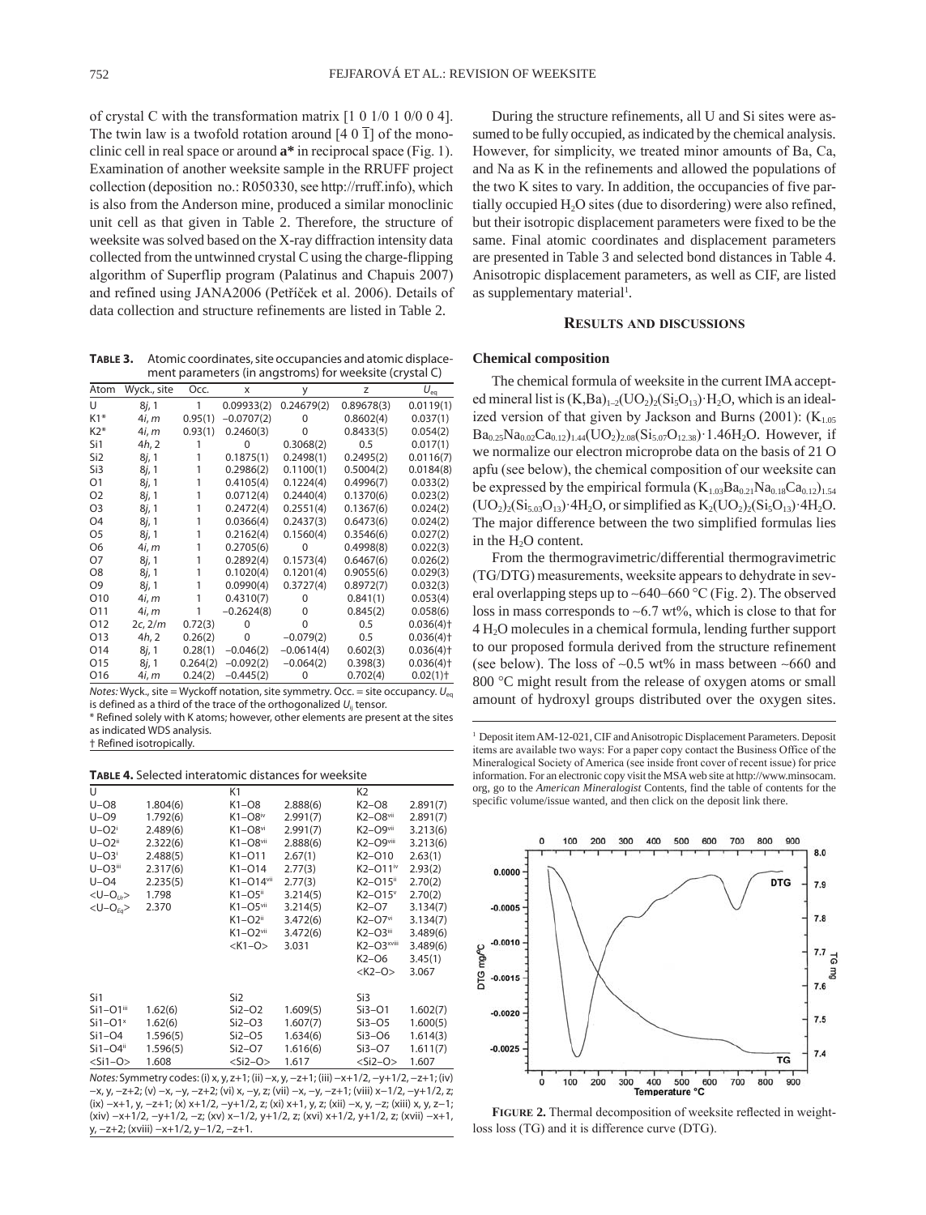of crystal C with the transformation matrix [1 0 1/0 1 0/0 0 4]. The twin law is a twofold rotation around [4 0 $\bar{1}$] of the monoclinic cell in real space or around **a*** in reciprocal space (Fig. 1). Examination of another weeksite sample in the RRUFF project collection (deposition no.: R050330, see http://rruff.info), which is also from the Anderson mine, produced a similar monoclinic unit cell as that given in Table 2. Therefore, the structure of weeksite was solved based on the X-ray diffraction intensity data collected from the untwinned crystal C using the charge-flipping algorithm of Superflip program (Palatinus and Chapuis 2007) and refined using JANA2006 (Petříček et al. 2006). Details of data collection and structure refinements are listed in Table 2.

**TABLE 3.** Atomic coordinates, site occupancies and atomic displacement parameters (in angstroms) for weeksite (crystal C)

| Atom | Wyck., site | Occ. | x | y | z | $U_{eq}$ |
|---|---|---|---|---|---|---|
| U | 8j, 1 | 1 | 0.09933(2) | 0.24679(2) | 0.89678(3) | 0.0119(1) |
| K1* | 4i, m | 0.95(1) | −0.0707(2) | 0 | 0.8602(4) | 0.037(1) |
| K2* | 4i, m | 0.93(1) | 0.2460(3) | 0 | 0.8433(5) | 0.054(2) |
| Si1 | 4h, 2 | 1 | 0 | 0.3068(2) | 0.5 | 0.017(1) |
| Si2 | 8j, 1 | 1 | 0.1875(1) | 0.2498(1) | 0.2495(2) | 0.0116(7) |
| Si3 | 8j, 1 | 1 | 0.2986(2) | 0.1100(1) | 0.5004(2) | 0.0184(8) |
| O1 | 8j, 1 | 1 | 0.4105(4) | 0.1224(4) | 0.4996(7) | 0.033(2) |
| O2 | 8j, 1 | 1 | 0.0712(4) | 0.2440(4) | 0.1370(6) | 0.023(2) |
| O3 | 8j, 1 | 1 | 0.2472(4) | 0.2551(4) | 0.1367(6) | 0.024(2) |
| O4 | 8j, 1 | 1 | 0.0366(4) | 0.2437(3) | 0.6473(6) | 0.024(2) |
| O5 | 8j, 1 | 1 | 0.2162(4) | 0.1560(4) | 0.3546(6) | 0.027(2) |
| O6 | 4i, m | 1 | 0.2705(6) | 0 | 0.4998(8) | 0.022(3) |
| O7 | 8j, 1 | 1 | 0.2892(4) | 0.1573(4) | 0.6467(6) | 0.026(2) |
| O8 | 8j, 1 | 1 | 0.1020(4) | 0.1201(4) | 0.9055(6) | 0.029(3) |
| O9 | 8j, 1 | 1 | 0.0990(4) | 0.3727(4) | 0.8972(7) | 0.032(3) |
| O10 | 4i, m | 1 | 0.4310(7) | 0 | 0.841(1) | 0.053(4) |
| O11 | 4i, m | 1 | −0.2624(8) | 0 | 0.845(2) | 0.058(6) |
| O12 | 2c, 2/m | 0.72(3) | 0 | 0 | 0.5 | 0.036(4)† |
| O13 | 4h, 2 | 0.26(2) | 0 | −0.079(2) | 0.5 | 0.036(4)† |
| O14 | 8j, 1 | 0.28(1) | −0.046(2) | −0.0614(4) | 0.602(3) | 0.036(4)† |
| O15 | 8j, 1 | 0.264(2) | −0.092(2) | −0.064(2) | 0.398(3) | 0.036(4)† |
| O16 | 4i, m | 0.24(2) | −0.445(2) | 0 | 0.702(4) | 0.02(1)† |

*Notes:* Wyck., site = Wyckoff notation, site symmetry. Occ. = site occupancy. $U_{eq}$ is defined as a third of the trace of the orthogonalized $U_{ij}$ tensor.
\* Refined solely with K atoms; however, other elements are present at the sites as indicated WDS analysis.
† Refined isotropically.

**TABLE 4.** Selected interatomic distances for weeksite

| U | | K1 | | K2 | |
|---|---|---|---|---|---|
| U–O8 | 1.804(6) | K1–O8 | 2.888(6) | K2–O8 | 2.891(7) |
| U–O9 | 1.792(6) | K1–O8^iv | 2.991(7) | K2–O8^vii | 2.891(7) |
| U–O2^i | 2.489(6) | K1–O8^vi | 2.991(7) | K2–O9^vii | 3.213(6) |
| U–O2^ii | 2.322(6) | K1–O8^vii | 2.888(6) | K2–O9^viii | 3.213(6) |
| U–O3^i | 2.488(5) | K1–O11 | 2.67(1) | K2–O10 | 2.63(1) |
| U–O3^iii | 2.317(6) | K1–O14 | 2.77(3) | K2–O11^iv | 2.93(2) |
| U–O4 | 2.235(5) | K1–O14^vii | 2.77(3) | K2–O15^ii | 2.70(2) |
| <U–O_Ur> | 1.798 | K1–O5^ii | 3.214(5) | K2–O15^v | 2.70(2) |
| <U–O_Eq> | 2.370 | K1–O5^vii | 3.214(5) | K2–O7 | 3.134(7) |
| | | K1–O2^ii | 3.472(6) | K2–O7^vi | 3.134(7) |
| | | K1–O2^vii | 3.472(6) | K2–O3^iii | 3.489(6) |
| | | <K1–O> | 3.031 | K2–O3^xviii | 3.489(6) |
| | | | | K2–O6 | 3.45(1) |
| | | | | <K2–O> | 3.067 |
| | | | | | |
| Si1 | | Si2 | | Si3 | |
| Si1–O1^iii | 1.62(6) | Si2–O2 | 1.609(5) | Si3–O1 | 1.602(7) |
| Si1–O1^x | 1.62(6) | Si2–O3 | 1.607(7) | Si3–O5 | 1.600(5) |
| Si1–O4 | 1.596(5) | Si2–O5 | 1.634(6) | Si3–O6 | 1.614(3) |
| Si1–O4^ii | 1.596(5) | Si2–O7 | 1.616(6) | Si3–O7 | 1.611(7) |
| <Si1–O> | 1.608 | <Si2–O> | 1.617 | <Si3–O> | 1.607 |

*Notes:* Symmetry codes: (i) x, y, z+1; (ii) −x, y, −z+1; (iii) −x+1/2, −y+1/2, −z+1; (iv) −x, y, −z+2; (v) −x, −y, −z+2; (vi) x, −y, z; (vii) −x, −y, −z+1; (viii) x−1/2, −y+1/2, z; (ix) −x+1, y, −z+1; (x) x+1/2, −y+1/2, z; (xi) x+1, y, z; (xii) −x, y, −z; (xiii) x, y, z−1; (xiv) −x+1/2, −y+1/2, −z; (xv) x−1/2, y+1/2, z; (xvi) x+1/2, y+1/2, z; (xvii) −x+1, y, −z+2; (xviii) −x+1/2, y−1/2, −z+1.

During the structure refinements, all U and Si sites were assumed to be fully occupied, as indicated by the chemical analysis. However, for simplicity, we treated minor amounts of Ba, Ca, and Na as K in the refinements and allowed the populations of the two K sites to vary. In addition, the occupancies of five partially occupied $H_2O$ sites (due to disordering) were also refined, but their isotropic displacement parameters were fixed to be the same. Final atomic coordinates and displacement parameters are presented in Table 3 and selected bond distances in Table 4. Anisotropic displacement parameters, as well as CIF, are listed as supplementary material[1].

## RESULTS AND DISCUSSIONS

### Chemical composition

The chemical formula of weeksite in the current IMA accepted mineral list is $(K,Ba)_{1-2}(UO_2)_2(Si_5O_{13})\cdot H_2O$, which is an idealized version of that given by Jackson and Burns (2001): $(K_{1.05}Ba_{0.25}Na_{0.02}Ca_{0.12})_{1.44}(UO_2)_{2.08}(Si_{5.07}O_{12.38})\cdot 1.46H_2O$. However, if we normalize our electron microprobe data on the basis of 21 O apfu (see below), the chemical composition of our weeksite can be expressed by the empirical formula $(K_{1.03}Ba_{0.21}Na_{0.18}Ca_{0.12})_{1.54}(UO_2)_2(Si_{5.03}O_{13})\cdot 4H_2O$, or simplified as $K_2(UO_2)_2(Si_5O_{13})\cdot 4H_2O$. The major difference between the two simplified formulas lies in the $H_2O$ content.

From the thermogravimetric/differential thermogravimetric (TG/DTG) measurements, weeksite appears to dehydrate in several overlapping steps up to ~640–660 °C (Fig. 2). The observed loss in mass corresponds to ~6.7 wt%, which is close to that for 4 $H_2O$ molecules in a chemical formula, lending further support to our proposed formula derived from the structure refinement (see below). The loss of ~0.5 wt% in mass between ~660 and 800 °C might result from the release of oxygen atoms or small amount of hydroxyl groups distributed over the oxygen sites.

[1] Deposit item AM-12-021, CIF and Anisotropic Displacement Parameters. Deposit items are available two ways: For a paper copy contact the Business Office of the Mineralogical Society of America (see inside front cover of recent issue) for price information. For an electronic copy visit the MSA web site at http://www.minsocam.org, go to the *American Mineralogist* Contents, find the table of contents for the specific volume/issue wanted, and then click on the deposit link there.

**FIGURE 2.** Thermal decomposition of weeksite reflected in weight-loss loss (TG) and it is difference curve (DTG).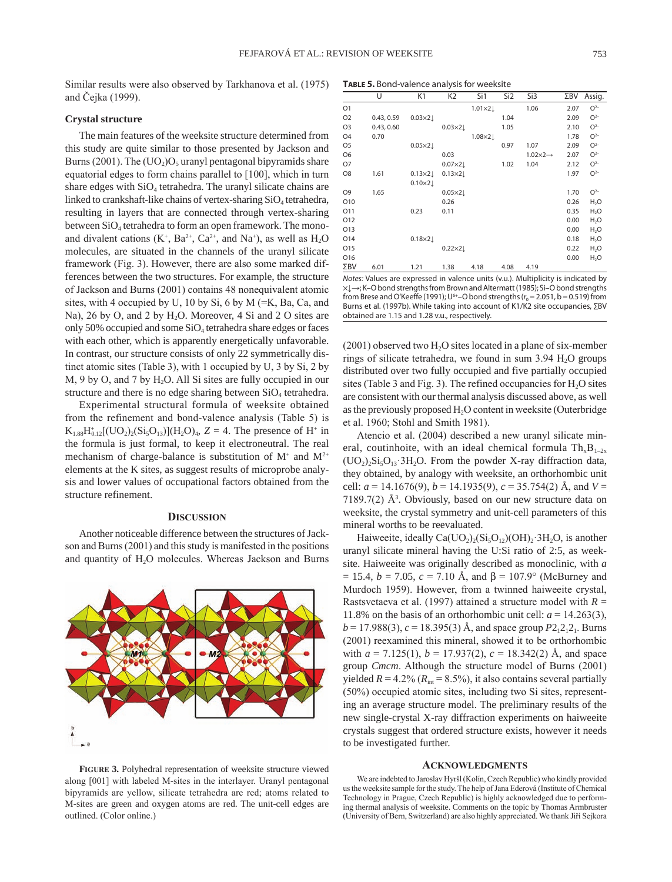Similar results were also observed by Tarkhanova et al. (1975) and Čejka (1999).

### Crystal structure

The main features of the weeksite structure determined from this study are quite similar to those presented by Jackson and Burns (2001). The $(UO_2)O_5$ uranyl pentagonal bipyramids share equatorial edges to form chains parallel to [100], which in turn share edges with $SiO_4$ tetrahedra. The uranyl silicate chains are linked to crankshaft-like chains of vertex-sharing $SiO_4$ tetrahedra, resulting in layers that are connected through vertex-sharing between $SiO_4$ tetrahedra to form an open framework. The mono- and divalent cations ($K^+$, $Ba^{2+}$, $Ca^{2+}$, and $Na^+$), as well as $H_2O$ molecules, are situated in the channels of the uranyl silicate framework (Fig. 3). However, there are also some marked differences between the two structures. For example, the structure of Jackson and Burns (2001) contains 48 nonequivalent atomic sites, with 4 occupied by U, 10 by Si, 6 by M (=K, Ba, Ca, and Na), 26 by O, and 2 by $H_2O$. Moreover, 4 Si and 2 O sites are only 50% occupied and some $SiO_4$ tetrahedra share edges or faces with each other, which is apparently energetically unfavorable. In contrast, our structure consists of only 22 symmetrically distinct atomic sites (Table 3), with 1 occupied by U, 3 by Si, 2 by M, 9 by O, and 7 by $H_2O$. All Si sites are fully occupied in our structure and there is no edge sharing between $SiO_4$ tetrahedra.

Experimental structural formula of weeksite obtained from the refinement and bond-valence analysis (Table 5) is $K_{1.88}H^+_{0.12}[(UO_2)_2(Si_5O_{13})](H_2O)_4$, $Z = 4$. The presence of $H^+$ in the formula is just formal, to keep it electroneutral. The real mechanism of charge-balance is substitution of $M^+$ and $M^{2+}$ elements at the K sites, as suggest results of microprobe analysis and lower values of occupational factors obtained from the structure refinement.

**Table 5.** Bond-valence analysis for weeksite

| | U | K1 | K2 | Si1 | Si2 | Si3 | ΣBV | Assig. |
|---|---|---|---|---|---|---|---|---|
| O1 | | | | 1.01×2↓ | | 1.06 | 2.07 | $O^{2-}$ |
| O2 | 0.43, 0.59 | 0.03×2↓ | | | 1.04 | | 2.09 | $O^{2-}$ |
| O3 | 0.43, 0.60 | | 0.03×2↓ | | 1.05 | | 2.10 | $O^{2-}$ |
| O4 | 0.70 | | | 1.08×2↓ | | | 1.78 | $O^{2-}$ |
| O5 | | 0.05×2↓ | | | 0.97 | 1.07 | 2.09 | $O^{2-}$ |
| O6 | | | 0.03 | | | 1.02×2→ | 2.07 | $O^{2-}$ |
| O7 | | | 0.07×2↓ | | 1.02 | 1.04 | 2.12 | $O^{2-}$ |
| O8 | 1.61 | 0.13×2↓ 0.10×2↓ | 0.13×2↓ | | | | 1.97 | $O^{2-}$ |
| O9 | 1.65 | | 0.05×2↓ | | | | 1.70 | $O^{2-}$ |
| O10 | | | 0.26 | | | | 0.26 | $H_2O$ |
| O11 | | 0.23 | 0.11 | | | | 0.35 | $H_2O$ |
| O12 | | | | | | | 0.00 | $H_2O$ |
| O13 | | | | | | | 0.00 | $H_2O$ |
| O14 | | 0.18×2↓ | | | | | 0.18 | $H_2O$ |
| O15 | | | 0.22×2↓ | | | | 0.22 | $H_2O$ |
| O16 | | | | | | | 0.00 | $H_2O$ |
| ΣBV | 6.01 | 1.21 | 1.38 | 4.18 | 4.08 | 4.19 | | |

*Notes:* Values are expressed in valence units (v.u.). Multiplicity is indicated by ×↓→; K–O bond strengths from Brown and Altermatt (1985); Si–O bond strengths from Brese and O'Keeffe (1991); $U^{6+}$–O bond strengths ($r_0 = 2.051$, b = 0.519) from Burns et al. (1997b). While taking into account of K1/K2 site occupancies, ΣBV obtained are 1.15 and 1.28 v.u., respectively.

## Discussion

Another noticeable difference between the structures of Jackson and Burns (2001) and this study is manifested in the positions and quantity of $H_2O$ molecules. Whereas Jackson and Burns (2001) observed two $H_2O$ sites located in a plane of six-member rings of silicate tetrahedra, we found in sum 3.94 $H_2O$ groups distributed over two fully occupied and five partially occupied sites (Table 3 and Fig. 3). The refined occupancies for $H_2O$ sites are consistent with our thermal analysis discussed above, as well as the previously proposed $H_2O$ content in weeksite (Outerbridge et al. 1960; Stohl and Smith 1981).

Atencio et al. (2004) described a new uranyl silicate mineral, coutinhoite, with an ideal chemical formula $Th_xB_{1-2x}(UO_2)_2Si_5O_{13}\cdot 3H_2O$. From the powder X-ray diffraction data, they obtained, by analogy with weeksite, an orthorhombic unit cell: $a = 14.1676(9)$, $b = 14.1935(9)$, $c = 35.754(2)$ Å, and $V = 7189.7(2)$ Å$^3$. Obviously, based on our new structure data on weeksite, the crystal symmetry and unit-cell parameters of this mineral worths to be reevaluated.

Haiweeite, ideally $Ca(UO_2)_2(Si_5O_{12})(OH)_2\cdot 3H_2O$, is another uranyl silicate mineral having the U:Si ratio of 2:5, as weeksite. Haiweeite was originally described as monoclinic, with $a = 15.4$, $b = 7.05$, $c = 7.10$ Å, and $\beta = 107.9°$ (McBurney and Murdoch 1959). However, from a twinned haiweeite crystal, Rastsvetaeva et al. (1997) attained a structure model with $R = 11.8\%$ on the basis of an orthorhombic unit cell: $a = 14.263(3)$, $b = 17.988(3)$, $c = 18.395(3)$ Å, and space group $P2_12_12_1$. Burns (2001) reexamined this mineral, showed it to be orthorhombic with $a = 7.125(1)$, $b = 17.937(2)$, $c = 18.342(2)$ Å, and space group *Cmcm*. Although the structure model of Burns (2001) yielded $R = 4.2\%$ ($R_{int} = 8.5\%$), it also contains several partially (50%) occupied atomic sites, including two Si sites, representing an average structure model. The preliminary results of the new single-crystal X-ray diffraction experiments on haiweeite crystals suggest that ordered structure exists, however it needs to be investigated further.

**Figure 3.** Polyhedral representation of weeksite structure viewed along [001] with labeled M-sites in the interlayer. Uranyl pentagonal bipyramids are yellow, silicate tetrahedra are red; atoms related to M-sites are green and oxygen atoms are red. The unit-cell edges are outlined. (Color online.)

## Acknowledgments

We are indebted to Jaroslav Hyršl (Kolín, Czech Republic) who kindly provided us the weeksite sample for the study. The help of Jana Ederová (Institute of Chemical Technology in Prague, Czech Republic) is highly acknowledged due to performing thermal analysis of weeksite. Comments on the topic by Thomas Armbruster (University of Bern, Switzerland) are also highly appreciated. We thank Jiří Sejkora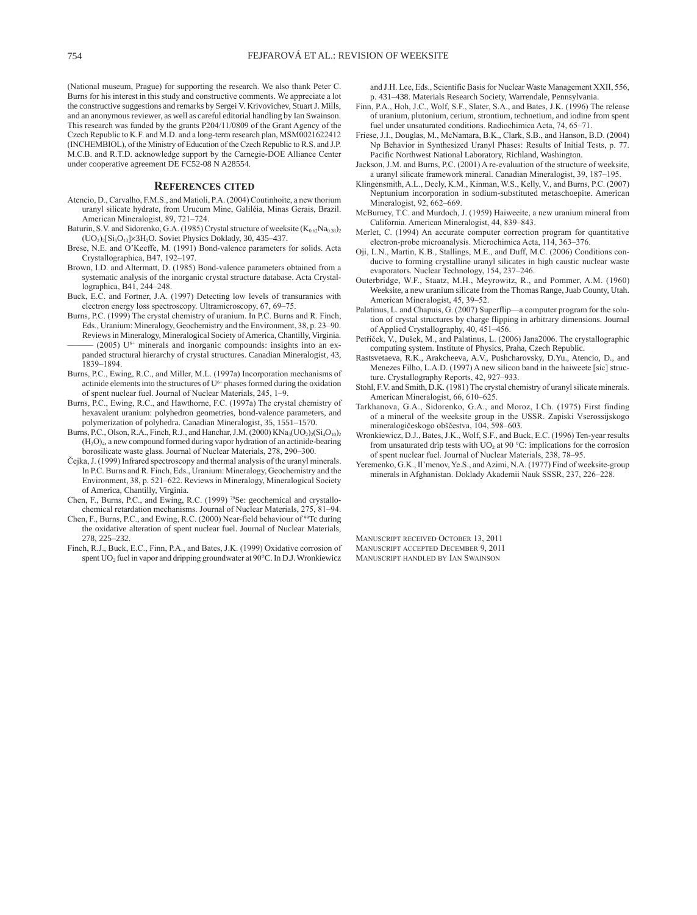(National museum, Prague) for supporting the research. We also thank Peter C. Burns for his interest in this study and constructive comments. We appreciate a lot the constructive suggestions and remarks by Sergei V. Krivovichev, Stuart J. Mills, and an anonymous reviewer, as well as careful editorial handling by Ian Swainson. This research was funded by the grants P204/11/0809 of the Grant Agency of the Czech Republic to K.F. and M.D. and a long-term research plan, MSM0021622412 (INCHEMBIOL), of the Ministry of Education of the Czech Republic to R.S. and J.P. M.C.B. and R.T.D. acknowledge support by the Carnegie-DOE Alliance Center under cooperative agreement DE FC52-08 N A28554.

## References cited

Atencio, D., Carvalho, F.M.S., and Matioli, P.A. (2004) Coutinhoite, a new thorium uranyl silicate hydrate, from Urucum Mine, Galiléia, Minas Gerais, Brazil. American Mineralogist, 89, 721–724.

Baturin, S.V. and Sidorenko, G.A. (1985) Crystal structure of weeksite $(K_{0.62}Na_{0.38})_2(UO_2)_2[Si_5O_{13}]\times 3H_2O$. Soviet Physics Doklady, 30, 435–437.

Brese, N.E. and O'Keeffe, M. (1991) Bond-valence parameters for solids. Acta Crystallographica, B47, 192–197.

Brown, I.D. and Altermatt, D. (1985) Bond-valence parameters obtained from a systematic analysis of the inorganic crystal structure database. Acta Crystallographica, B41, 244–248.

Buck, E.C. and Fortner, J.A. (1997) Detecting low levels of transuranics with electron energy loss spectroscopy. Ultramicroscopy, 67, 69–75.

Burns, P.C. (1999) The crystal chemistry of uranium. In P.C. Burns and R. Finch, Eds., Uranium: Mineralogy, Geochemistry and the Environment, 38, p. 23–90. Reviews in Mineralogy, Mineralogical Society of America, Chantilly, Virginia.

——— (2005) $U^{6+}$ minerals and inorganic compounds: insights into an expanded structural hierarchy of crystal structures. Canadian Mineralogist, 43, 1839–1894.

Burns, P.C., Ewing, R.C., and Miller, M.L. (1997a) Incorporation mechanisms of actinide elements into the structures of $U^{6+}$ phases formed during the oxidation of spent nuclear fuel. Journal of Nuclear Materials, 245, 1–9.

Burns, P.C., Ewing, R.C., and Hawthorne, F.C. (1997a) The crystal chemistry of hexavalent uranium: polyhedron geometries, bond-valence parameters, and polymerization of polyhedra. Canadian Mineralogist, 35, 1551–1570.

Burns, P.C., Olson, R.A., Finch, R.J., and Hanchar, J.M. (2000) $KNa_3(UO_2)_2(Si_4O_{10})_2(H_2O)_4$, a new compound formed during vapor hydration of an actinide-bearing borosilicate waste glass. Journal of Nuclear Materials, 278, 290–300.

Čejka, J. (1999) Infrared spectroscopy and thermal analysis of the uranyl minerals. In P.C. Burns and R. Finch, Eds., Uranium: Mineralogy, Geochemistry and the Environment, 38, p. 521–622. Reviews in Mineralogy, Mineralogical Society of America, Chantilly, Virginia.

Chen, F., Burns, P.C., and Ewing, R.C. (1999) $^{79}$Se: geochemical and crystallo-chemical retardation mechanisms. Journal of Nuclear Materials, 275, 81–94.

Chen, F., Burns, P.C., and Ewing, R.C. (2000) Near-field behaviour of $^{99}$Tc during the oxidative alteration of spent nuclear fuel. Journal of Nuclear Materials, 278, 225–232.

Finch, R.J., Buck, E.C., Finn, P.A., and Bates, J.K. (1999) Oxidative corrosion of spent $UO_2$ fuel in vapor and dripping groundwater at 90°C. In D.J. Wronkiewicz and J.H. Lee, Eds., Scientific Basis for Nuclear Waste Management XXII, 556, p. 431–438. Materials Research Society, Warrendale, Pennsylvania.

Finn, P.A., Hoh, J.C., Wolf, S.F., Slater, S.A., and Bates, J.K. (1996) The release of uranium, plutonium, cerium, strontium, technetium, and iodine from spent fuel under unsaturated conditions. Radiochimica Acta, 74, 65–71.

Friese, J.I., Douglas, M., McNamara, B.K., Clark, S.B., and Hanson, B.D. (2004) Np Behavior in Synthesized Uranyl Phases: Results of Initial Tests, p. 77. Pacific Northwest National Laboratory, Richland, Washington.

Jackson, J.M. and Burns, P.C. (2001) A re-evaluation of the structure of weeksite, a uranyl silicate framework mineral. Canadian Mineralogist, 39, 187–195.

Klingensmith, A.L., Deely, K.M., Kinman, W.S., Kelly, V., and Burns, P.C. (2007) Neptunium incorporation in sodium-substituted metaschoepite. American Mineralogist, 92, 662–669.

McBurney, T.C. and Murdoch, J. (1959) Haiweeite, a new uranium mineral from California. American Mineralogist, 44, 839–843.

Merlet, C. (1994) An accurate computer correction program for quantitative electron-probe microanalysis. Microchimica Acta, 114, 363–376.

Oji, L.N., Martin, K.B., Stallings, M.E., and Duff, M.C. (2006) Conditions conducive to forming crystalline uranyl silicates in high caustic nuclear waste evaporators. Nuclear Technology, 154, 237–246.

Outerbridge, W.F., Staatz, M.H., Meyrowitz, R., and Pommer, A.M. (1960) Weeksite, a new uranium silicate from the Thomas Range, Juab County, Utah. American Mineralogist, 45, 39–52.

Palatinus, L. and Chapuis, G. (2007) Superflip—a computer program for the solution of crystal structures by charge flipping in arbitrary dimensions. Journal of Applied Crystallography, 40, 451–456.

Petříček, V., Dušek, M., and Palatinus, L. (2006) Jana2006. The crystallographic computing system. Institute of Physics, Praha, Czech Republic.

Rastsvetaeva, R.K., Arakcheeva, A.V., Pushcharovsky, D.Yu., Atencio, D., and Menezes Filho, L.A.D. (1997) A new silicon band in the haiweete [sic] structure. Crystallography Reports, 42, 927–933.

Stohl, F.V. and Smith, D.K. (1981) The crystal chemistry of uranyl silicate minerals. American Mineralogist, 66, 610–625.

Tarkhanova, G.A., Sidorenko, G.A., and Moroz, I.Ch. (1975) First finding of a mineral of the weeksite group in the USSR. Zapiski Vserossijskogo mineralogičeskogo obščestva, 104, 598–603.

Wronkiewicz, D.J., Bates, J.K., Wolf, S.F., and Buck, E.C. (1996) Ten-year results from unsaturated drip tests with $UO_2$ at 90 °C: implications for the corrosion of spent nuclear fuel. Journal of Nuclear Materials, 238, 78–95.

Yeremenko, G.K., Il'menov, Ye.S., and Azimi, N.A. (1977) Find of weeksite-group minerals in Afghanistan. Doklady Akademii Nauk SSSR, 237, 226–228.

Manuscript received October 13, 2011
Manuscript accepted December 9, 2011
Manuscript handled by Ian Swainson